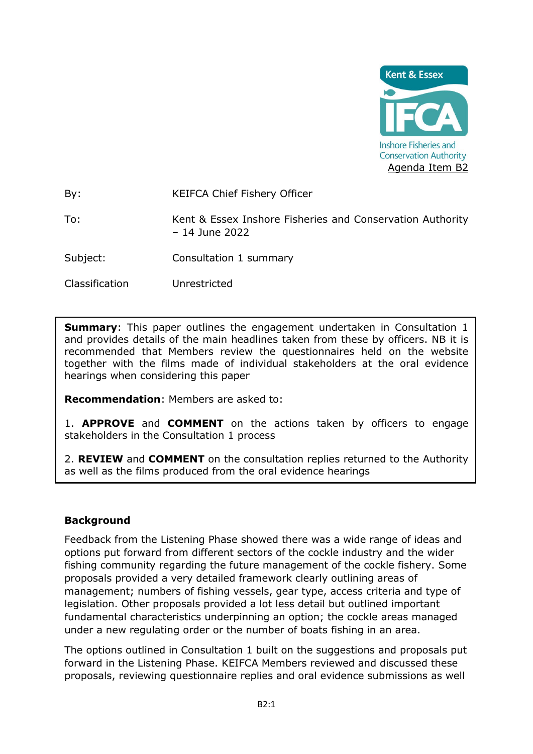Kent & Essex IFCA Inshore Fisheries and Conservation Authority

Agenda Item B2

| | |
|---|---|
| By: | KEIFCA Chief Fishery Officer |
| To: | Kent & Essex Inshore Fisheries and Conservation Authority – 14 June 2022 |
| Subject: | Consultation 1 summary |
| Classification | Unrestricted |

**Summary**: This paper outlines the engagement undertaken in Consultation 1 and provides details of the main headlines taken from these by officers. NB it is recommended that Members review the questionnaires held on the website together with the films made of individual stakeholders at the oral evidence hearings when considering this paper

**Recommendation**: Members are asked to:

1. **APPROVE** and **COMMENT** on the actions taken by officers to engage stakeholders in the Consultation 1 process

2. **REVIEW** and **COMMENT** on the consultation replies returned to the Authority as well as the films produced from the oral evidence hearings

## Background

Feedback from the Listening Phase showed there was a wide range of ideas and options put forward from different sectors of the cockle industry and the wider fishing community regarding the future management of the cockle fishery. Some proposals provided a very detailed framework clearly outlining areas of management; numbers of fishing vessels, gear type, access criteria and type of legislation. Other proposals provided a lot less detail but outlined important fundamental characteristics underpinning an option; the cockle areas managed under a new regulating order or the number of boats fishing in an area.

The options outlined in Consultation 1 built on the suggestions and proposals put forward in the Listening Phase. KEIFCA Members reviewed and discussed these proposals, reviewing questionnaire replies and oral evidence submissions as well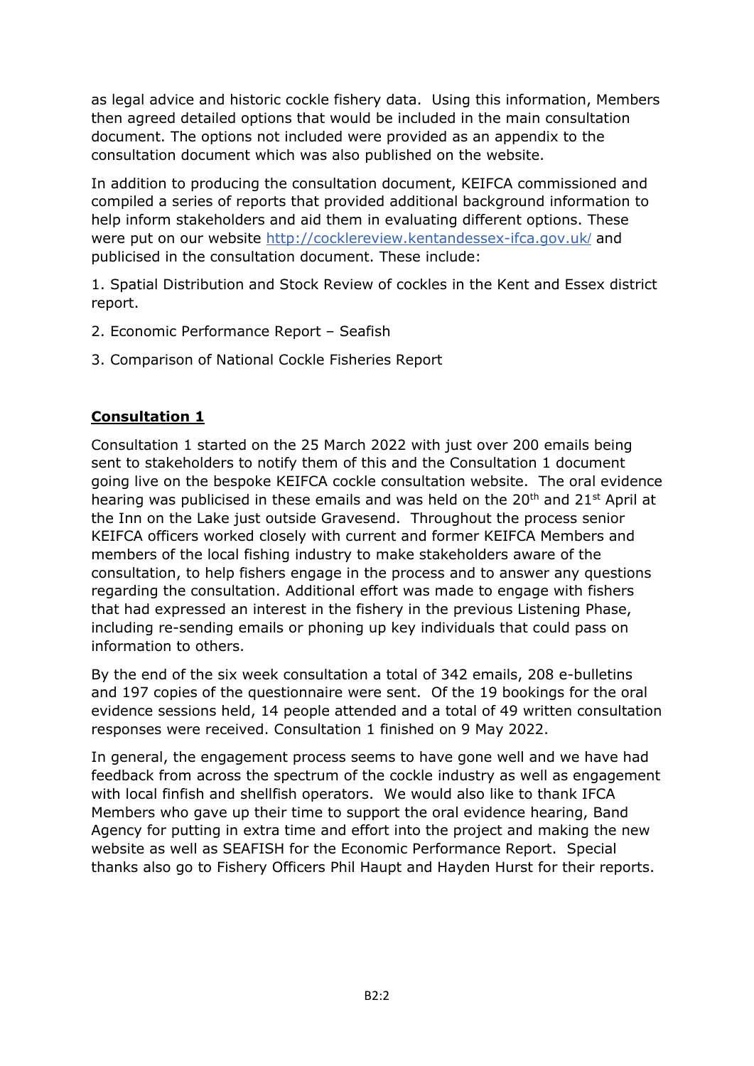as legal advice and historic cockle fishery data. Using this information, Members then agreed detailed options that would be included in the main consultation document. The options not included were provided as an appendix to the consultation document which was also published on the website.

In addition to producing the consultation document, KEIFCA commissioned and compiled a series of reports that provided additional background information to help inform stakeholders and aid them in evaluating different options. These were put on our website [http://cocklereview.kentandessex-ifca.gov.uk/](http://cocklereview.kentandessex-ifca.gov.uk/) and publicised in the consultation document. These include:

1. Spatial Distribution and Stock Review of cockles in the Kent and Essex district report.
2. Economic Performance Report – Seafish
3. Comparison of National Cockle Fisheries Report

## **Consultation 1**

Consultation 1 started on the 25 March 2022 with just over 200 emails being sent to stakeholders to notify them of this and the Consultation 1 document going live on the bespoke KEIFCA cockle consultation website. The oral evidence hearing was publicised in these emails and was held on the 20th and 21st April at the Inn on the Lake just outside Gravesend. Throughout the process senior KEIFCA officers worked closely with current and former KEIFCA Members and members of the local fishing industry to make stakeholders aware of the consultation, to help fishers engage in the process and to answer any questions regarding the consultation. Additional effort was made to engage with fishers that had expressed an interest in the fishery in the previous Listening Phase, including re-sending emails or phoning up key individuals that could pass on information to others.

By the end of the six week consultation a total of 342 emails, 208 e-bulletins and 197 copies of the questionnaire were sent. Of the 19 bookings for the oral evidence sessions held, 14 people attended and a total of 49 written consultation responses were received. Consultation 1 finished on 9 May 2022.

In general, the engagement process seems to have gone well and we have had feedback from across the spectrum of the cockle industry as well as engagement with local finfish and shellfish operators. We would also like to thank IFCA Members who gave up their time to support the oral evidence hearing, Band Agency for putting in extra time and effort into the project and making the new website as well as SEAFISH for the Economic Performance Report. Special thanks also go to Fishery Officers Phil Haupt and Hayden Hurst for their reports.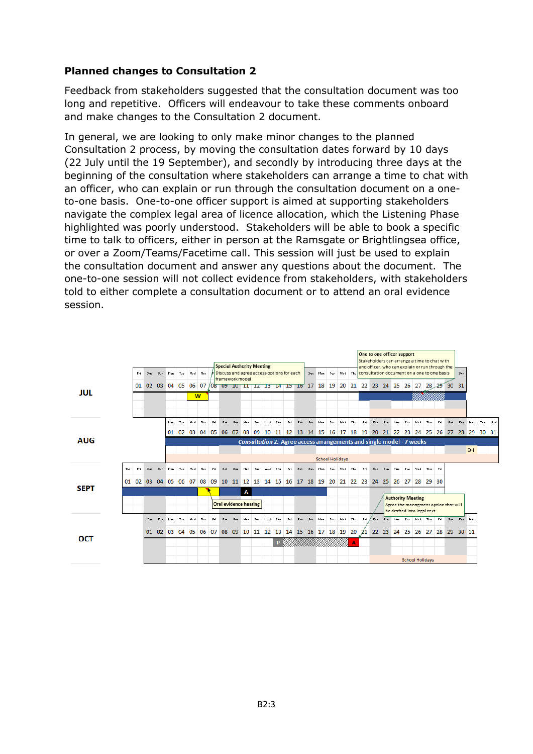**Planned changes to Consultation 2**

Feedback from stakeholders suggested that the consultation document was too long and repetitive. Officers will endeavour to take these comments onboard and make changes to the Consultation 2 document.

In general, we are looking to only make minor changes to the planned Consultation 2 process, by moving the consultation dates forward by 10 days (22 July until the 19 September), and secondly by introducing three days at the beginning of the consultation where stakeholders can arrange a time to chat with an officer, who can explain or run through the consultation document on a one-to-one basis. One-to-one officer support is aimed at supporting stakeholders navigate the complex legal area of licence allocation, which the Listening Phase highlighted was poorly understood. Stakeholders will be able to book a specific time to talk to officers, either in person at the Ramsgate or Brightlingsea office, or over a Zoom/Teams/Facetime call. This session will just be used to explain the consultation document and answer any questions about the document. The one-to-one session will not collect evidence from stakeholders, with stakeholders told to either complete a consultation document or to attend an oral evidence session.

JUL

Special Authority Meeting
Discuss and agree access options for each framework model

One to one officer support
Stakeholders can arrange a time to chat with and officer, who can explain or run through the consultation document on a one to one basis

W

AUG

*Consultation 2:* Agree access arrangements and single model - 7 weeks

BH

School Holidays

SEPT

A

Oral evidence hearing

Authority Meeting
Agree the managment option that will be drafted into legal text

OCT

P

A

School Holidays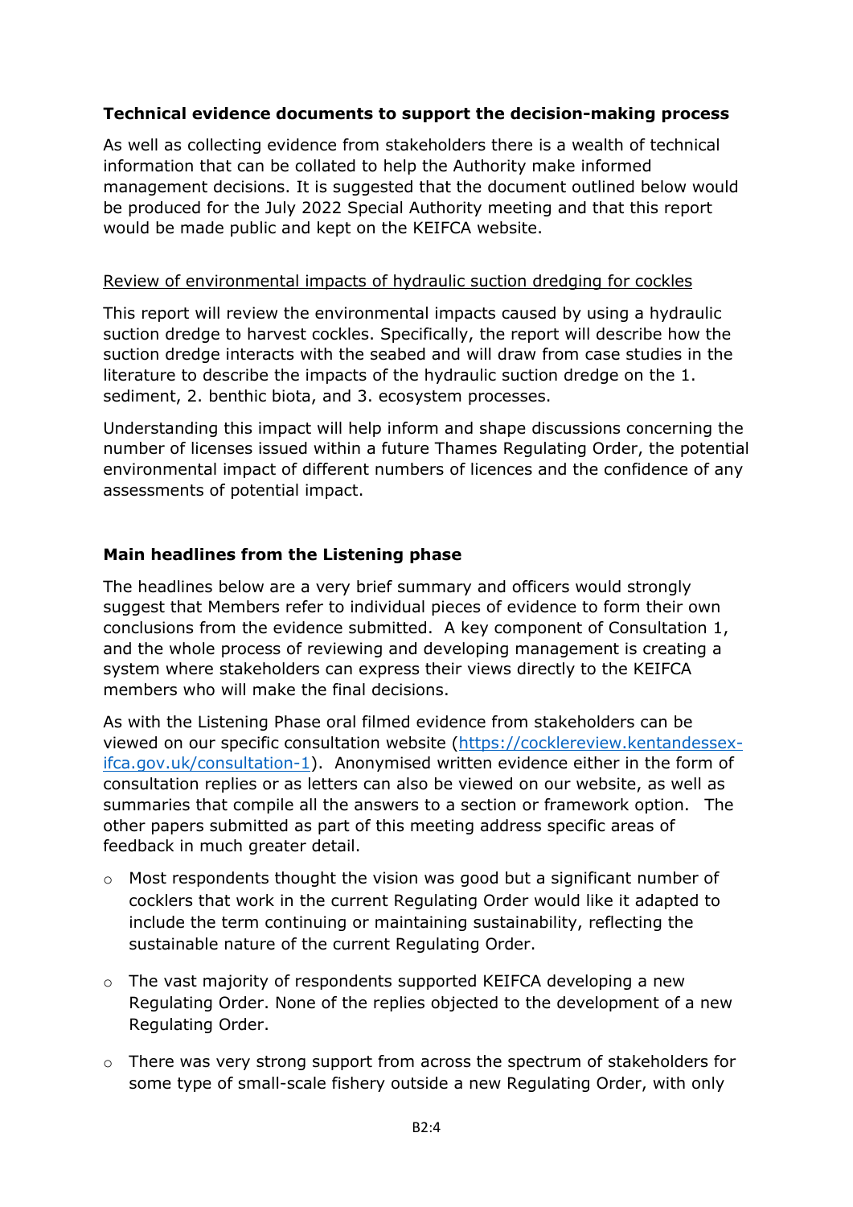**Technical evidence documents to support the decision-making process**

As well as collecting evidence from stakeholders there is a wealth of technical information that can be collated to help the Authority make informed management decisions. It is suggested that the document outlined below would be produced for the July 2022 Special Authority meeting and that this report would be made public and kept on the KEIFCA website.

Review of environmental impacts of hydraulic suction dredging for cockles

This report will review the environmental impacts caused by using a hydraulic suction dredge to harvest cockles. Specifically, the report will describe how the suction dredge interacts with the seabed and will draw from case studies in the literature to describe the impacts of the hydraulic suction dredge on the 1. sediment, 2. benthic biota, and 3. ecosystem processes.

Understanding this impact will help inform and shape discussions concerning the number of licenses issued within a future Thames Regulating Order, the potential environmental impact of different numbers of licences and the confidence of any assessments of potential impact.

**Main headlines from the Listening phase**

The headlines below are a very brief summary and officers would strongly suggest that Members refer to individual pieces of evidence to form their own conclusions from the evidence submitted. A key component of Consultation 1, and the whole process of reviewing and developing management is creating a system where stakeholders can express their views directly to the KEIFCA members who will make the final decisions.

As with the Listening Phase oral filmed evidence from stakeholders can be viewed on our specific consultation website (https://cocklereview.kentandessex-ifca.gov.uk/consultation-1). Anonymised written evidence either in the form of consultation replies or as letters can also be viewed on our website, as well as summaries that compile all the answers to a section or framework option. The other papers submitted as part of this meeting address specific areas of feedback in much greater detail.

- Most respondents thought the vision was good but a significant number of cocklers that work in the current Regulating Order would like it adapted to include the term continuing or maintaining sustainability, reflecting the sustainable nature of the current Regulating Order.
- The vast majority of respondents supported KEIFCA developing a new Regulating Order. None of the replies objected to the development of a new Regulating Order.
- There was very strong support from across the spectrum of stakeholders for some type of small-scale fishery outside a new Regulating Order, with only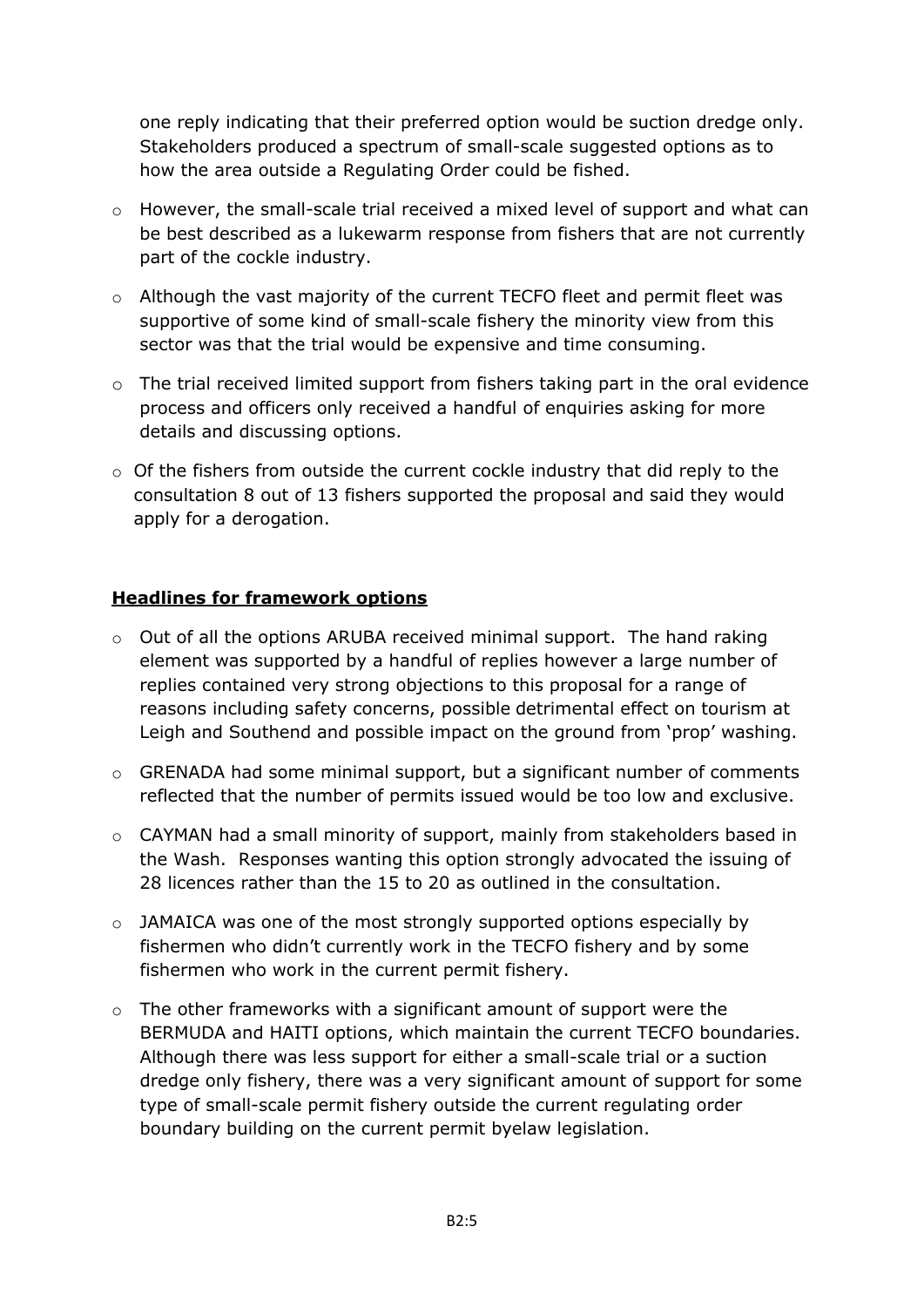one reply indicating that their preferred option would be suction dredge only. Stakeholders produced a spectrum of small-scale suggested options as to how the area outside a Regulating Order could be fished.

- However, the small-scale trial received a mixed level of support and what can be best described as a lukewarm response from fishers that are not currently part of the cockle industry.
- Although the vast majority of the current TECFO fleet and permit fleet was supportive of some kind of small-scale fishery the minority view from this sector was that the trial would be expensive and time consuming.
- The trial received limited support from fishers taking part in the oral evidence process and officers only received a handful of enquiries asking for more details and discussing options.
- Of the fishers from outside the current cockle industry that did reply to the consultation 8 out of 13 fishers supported the proposal and said they would apply for a derogation.

## Headlines for framework options

- Out of all the options ARUBA received minimal support. The hand raking element was supported by a handful of replies however a large number of replies contained very strong objections to this proposal for a range of reasons including safety concerns, possible detrimental effect on tourism at Leigh and Southend and possible impact on the ground from 'prop' washing.
- GRENADA had some minimal support, but a significant number of comments reflected that the number of permits issued would be too low and exclusive.
- CAYMAN had a small minority of support, mainly from stakeholders based in the Wash. Responses wanting this option strongly advocated the issuing of 28 licences rather than the 15 to 20 as outlined in the consultation.
- JAMAICA was one of the most strongly supported options especially by fishermen who didn't currently work in the TECFO fishery and by some fishermen who work in the current permit fishery.
- The other frameworks with a significant amount of support were the BERMUDA and HAITI options, which maintain the current TECFO boundaries. Although there was less support for either a small-scale trial or a suction dredge only fishery, there was a very significant amount of support for some type of small-scale permit fishery outside the current regulating order boundary building on the current permit byelaw legislation.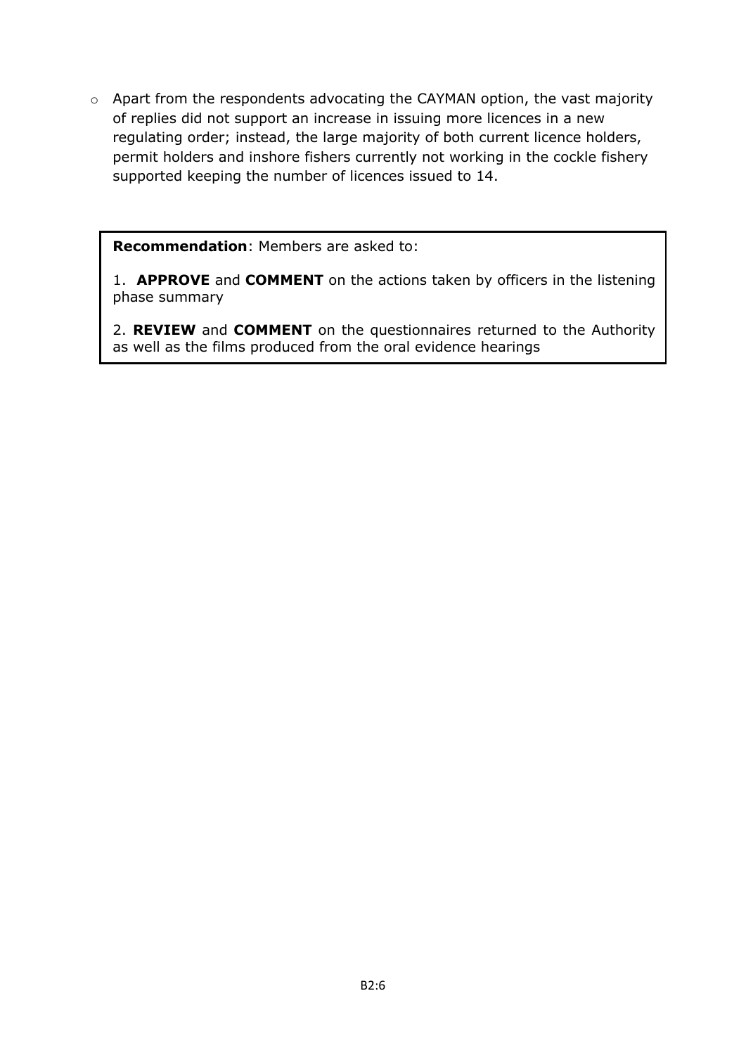- Apart from the respondents advocating the CAYMAN option, the vast majority of replies did not support an increase in issuing more licences in a new regulating order; instead, the large majority of both current licence holders, permit holders and inshore fishers currently not working in the cockle fishery supported keeping the number of licences issued to 14.

**Recommendation**: Members are asked to:

1. **APPROVE** and **COMMENT** on the actions taken by officers in the listening phase summary

2. **REVIEW** and **COMMENT** on the questionnaires returned to the Authority as well as the films produced from the oral evidence hearings